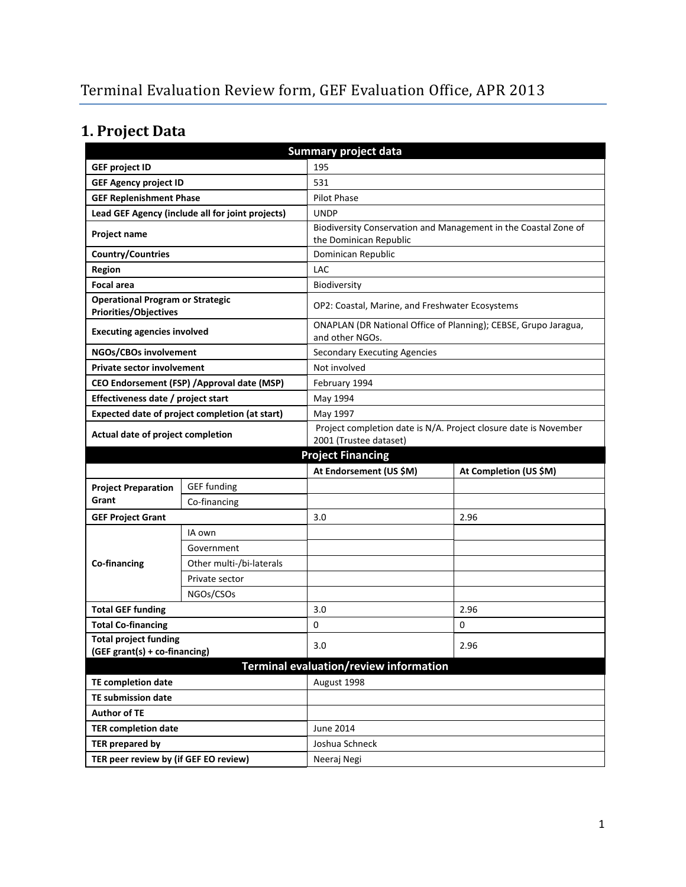# Terminal Evaluation Review form, GEF Evaluation Office, APR 2013

## 1. Project Data

| Summary project data | | | |
|---|---|---|---|
| **GEF project ID** | | 195 | |
| **GEF Agency project ID** | | 531 | |
| **GEF Replenishment Phase** | | Pilot Phase | |
| **Lead GEF Agency (include all for joint projects)** | | UNDP | |
| **Project name** | | Biodiversity Conservation and Management in the Coastal Zone of the Dominican Republic | |
| **Country/Countries** | | Dominican Republic | |
| **Region** | | LAC | |
| **Focal area** | | Biodiversity | |
| **Operational Program or Strategic Priorities/Objectives** | | OP2: Coastal, Marine, and Freshwater Ecosystems | |
| **Executing agencies involved** | | ONAPLAN (DR National Office of Planning); CEBSE, Grupo Jaragua, and other NGOs. | |
| **NGOs/CBOs involvement** | | Secondary Executing Agencies | |
| **Private sector involvement** | | Not involved | |
| **CEO Endorsement (FSP) /Approval date (MSP)** | | February 1994 | |
| **Effectiveness date / project start** | | May 1994 | |
| **Expected date of project completion (at start)** | | May 1997 | |
| **Actual date of project completion** | | Project completion date is N/A. Project closure date is November 2001 (Trustee dataset) | |
| **Project Financing** | | | |
| | | **At Endorsement (US $M)** | **At Completion (US $M)** |
| **Project Preparation Grant** | GEF funding | | |
| | Co-financing | | |
| **GEF Project Grant** | | 3.0 | 2.96 |
| **Co-financing** | IA own | | |
| | Government | | |
| | Other multi-/bi-laterals | | |
| | Private sector | | |
| | NGOs/CSOs | | |
| **Total GEF funding** | | 3.0 | 2.96 |
| **Total Co-financing** | | 0 | 0 |
| **Total project funding (GEF grant(s) + co-financing)** | | 3.0 | 2.96 |
| **Terminal evaluation/review information** | | | |
| **TE completion date** | | August 1998 | |
| **TE submission date** | | | |
| **Author of TE** | | | |
| **TER completion date** | | June 2014 | |
| **TER prepared by** | | Joshua Schneck | |
| **TER peer review by (if GEF EO review)** | | Neeraj Negi | |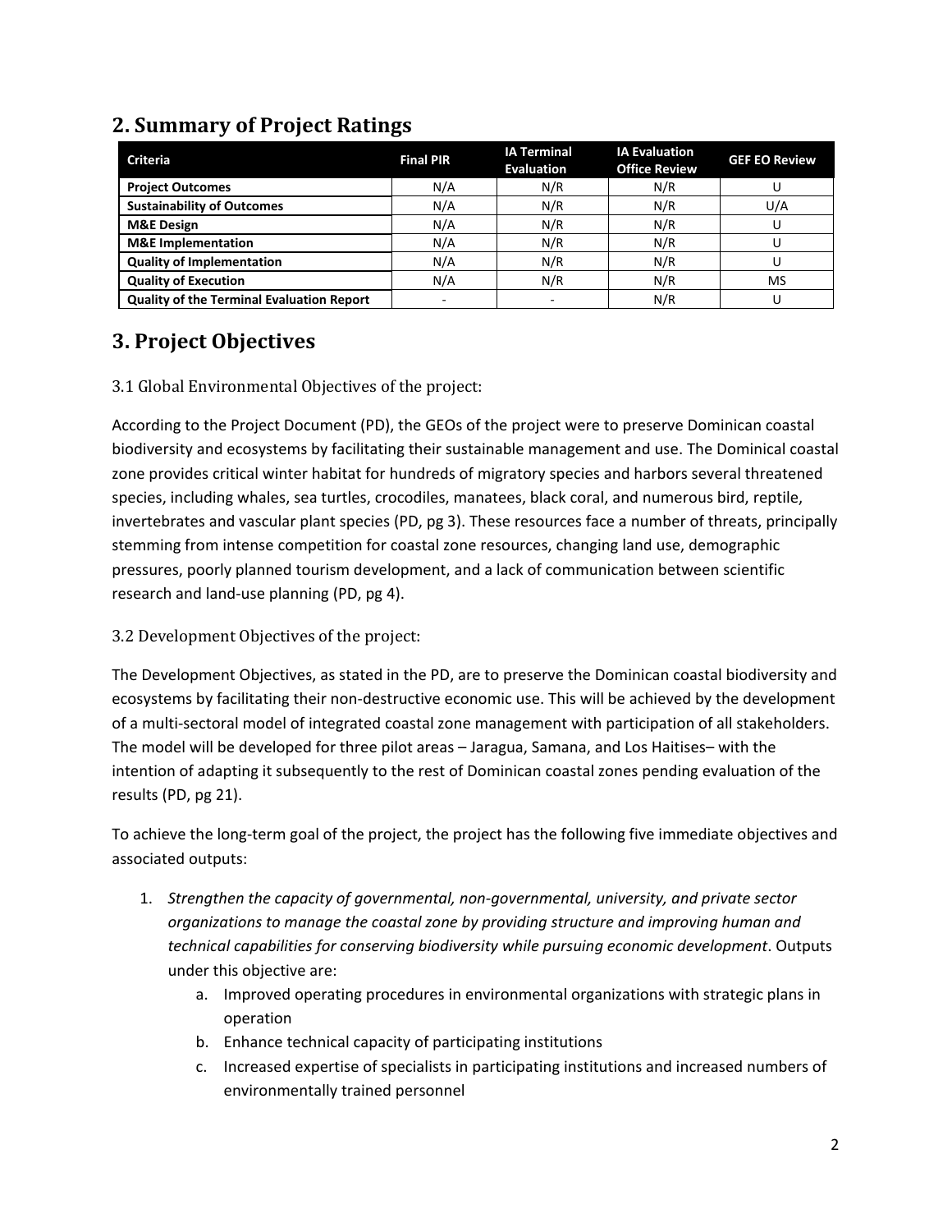## 2. Summary of Project Ratings

| Criteria | Final PIR | IA Terminal Evaluation | IA Evaluation Office Review | GEF EO Review |
|---|---|---|---|---|
| **Project Outcomes** | N/A | N/R | N/R | U |
| **Sustainability of Outcomes** | N/A | N/R | N/R | U/A |
| **M&E Design** | N/A | N/R | N/R | U |
| **M&E Implementation** | N/A | N/R | N/R | U |
| **Quality of Implementation** | N/A | N/R | N/R | U |
| **Quality of Execution** | N/A | N/R | N/R | MS |
| **Quality of the Terminal Evaluation Report** | - | - | N/R | U |

## 3. Project Objectives

### 3.1 Global Environmental Objectives of the project:

According to the Project Document (PD), the GEOs of the project were to preserve Dominican coastal biodiversity and ecosystems by facilitating their sustainable management and use. The Dominical coastal zone provides critical winter habitat for hundreds of migratory species and harbors several threatened species, including whales, sea turtles, crocodiles, manatees, black coral, and numerous bird, reptile, invertebrates and vascular plant species (PD, pg 3). These resources face a number of threats, principally stemming from intense competition for coastal zone resources, changing land use, demographic pressures, poorly planned tourism development, and a lack of communication between scientific research and land-use planning (PD, pg 4).

### 3.2 Development Objectives of the project:

The Development Objectives, as stated in the PD, are to preserve the Dominican coastal biodiversity and ecosystems by facilitating their non-destructive economic use. This will be achieved by the development of a multi-sectoral model of integrated coastal zone management with participation of all stakeholders. The model will be developed for three pilot areas – Jaragua, Samana, and Los Haitises– with the intention of adapting it subsequently to the rest of Dominican coastal zones pending evaluation of the results (PD, pg 21).

To achieve the long-term goal of the project, the project has the following five immediate objectives and associated outputs:

1. *Strengthen the capacity of governmental, non-governmental, university, and private sector organizations to manage the coastal zone by providing structure and improving human and technical capabilities for conserving biodiversity while pursuing economic development*. Outputs under this objective are:
    a. Improved operating procedures in environmental organizations with strategic plans in operation
    b. Enhance technical capacity of participating institutions
    c. Increased expertise of specialists in participating institutions and increased numbers of environmentally trained personnel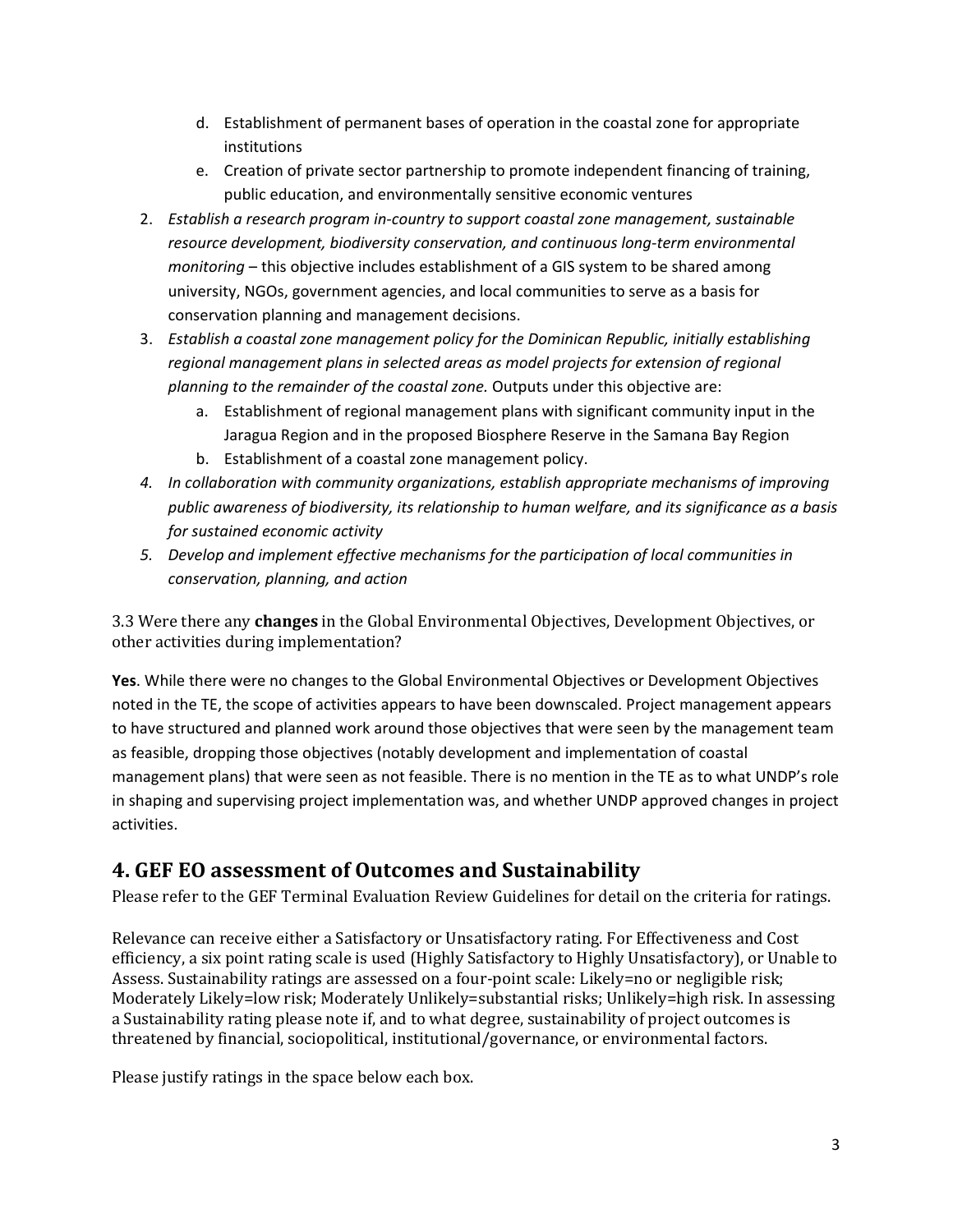d. Establishment of permanent bases of operation in the coastal zone for appropriate institutions
   e. Creation of private sector partnership to promote independent financing of training, public education, and environmentally sensitive economic ventures
2. *Establish a research program in-country to support coastal zone management, sustainable resource development, biodiversity conservation, and continuous long-term environmental monitoring* – this objective includes establishment of a GIS system to be shared among university, NGOs, government agencies, and local communities to serve as a basis for conservation planning and management decisions.
3. *Establish a coastal zone management policy for the Dominican Republic, initially establishing regional management plans in selected areas as model projects for extension of regional planning to the remainder of the coastal zone.* Outputs under this objective are:
   a. Establishment of regional management plans with significant community input in the Jaragua Region and in the proposed Biosphere Reserve in the Samana Bay Region
   b. Establishment of a coastal zone management policy.
4. *In collaboration with community organizations, establish appropriate mechanisms of improving public awareness of biodiversity, its relationship to human welfare, and its significance as a basis for sustained economic activity*
5. *Develop and implement effective mechanisms for the participation of local communities in conservation, planning, and action*

3.3 Were there any **changes** in the Global Environmental Objectives, Development Objectives, or other activities during implementation?

**Yes**. While there were no changes to the Global Environmental Objectives or Development Objectives noted in the TE, the scope of activities appears to have been downscaled. Project management appears to have structured and planned work around those objectives that were seen by the management team as feasible, dropping those objectives (notably development and implementation of coastal management plans) that were seen as not feasible. There is no mention in the TE as to what UNDP's role in shaping and supervising project implementation was, and whether UNDP approved changes in project activities.

## 4. GEF EO assessment of Outcomes and Sustainability

Please refer to the GEF Terminal Evaluation Review Guidelines for detail on the criteria for ratings.

Relevance can receive either a Satisfactory or Unsatisfactory rating. For Effectiveness and Cost efficiency, a six point rating scale is used (Highly Satisfactory to Highly Unsatisfactory), or Unable to Assess. Sustainability ratings are assessed on a four-point scale: Likely=no or negligible risk; Moderately Likely=low risk; Moderately Unlikely=substantial risks; Unlikely=high risk. In assessing a Sustainability rating please note if, and to what degree, sustainability of project outcomes is threatened by financial, sociopolitical, institutional/governance, or environmental factors.

Please justify ratings in the space below each box.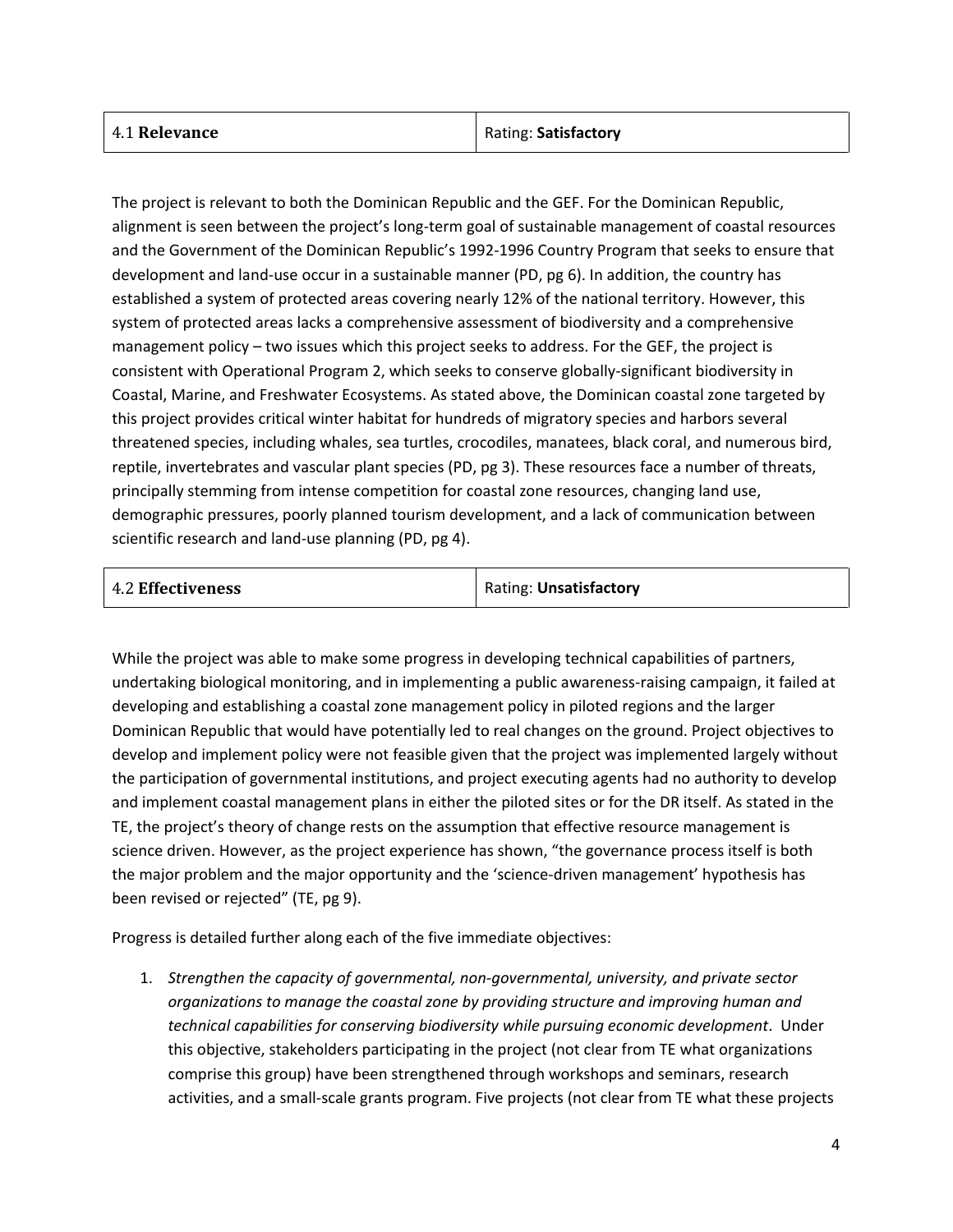| 4.1 **Relevance** | Rating: **Satisfactory** |
|---|---|

The project is relevant to both the Dominican Republic and the GEF. For the Dominican Republic, alignment is seen between the project's long-term goal of sustainable management of coastal resources and the Government of the Dominican Republic's 1992-1996 Country Program that seeks to ensure that development and land-use occur in a sustainable manner (PD, pg 6). In addition, the country has established a system of protected areas covering nearly 12% of the national territory. However, this system of protected areas lacks a comprehensive assessment of biodiversity and a comprehensive management policy – two issues which this project seeks to address. For the GEF, the project is consistent with Operational Program 2, which seeks to conserve globally-significant biodiversity in Coastal, Marine, and Freshwater Ecosystems. As stated above, the Dominican coastal zone targeted by this project provides critical winter habitat for hundreds of migratory species and harbors several threatened species, including whales, sea turtles, crocodiles, manatees, black coral, and numerous bird, reptile, invertebrates and vascular plant species (PD, pg 3). These resources face a number of threats, principally stemming from intense competition for coastal zone resources, changing land use, demographic pressures, poorly planned tourism development, and a lack of communication between scientific research and land-use planning (PD, pg 4).

| 4.2 **Effectiveness** | Rating: **Unsatisfactory** |
|---|---|

While the project was able to make some progress in developing technical capabilities of partners, undertaking biological monitoring, and in implementing a public awareness-raising campaign, it failed at developing and establishing a coastal zone management policy in piloted regions and the larger Dominican Republic that would have potentially led to real changes on the ground. Project objectives to develop and implement policy were not feasible given that the project was implemented largely without the participation of governmental institutions, and project executing agents had no authority to develop and implement coastal management plans in either the piloted sites or for the DR itself. As stated in the TE, the project's theory of change rests on the assumption that effective resource management is science driven. However, as the project experience has shown, "the governance process itself is both the major problem and the major opportunity and the 'science-driven management' hypothesis has been revised or rejected" (TE, pg 9).

Progress is detailed further along each of the five immediate objectives:

1. *Strengthen the capacity of governmental, non-governmental, university, and private sector organizations to manage the coastal zone by providing structure and improving human and technical capabilities for conserving biodiversity while pursuing economic development*. Under this objective, stakeholders participating in the project (not clear from TE what organizations comprise this group) have been strengthened through workshops and seminars, research activities, and a small-scale grants program. Five projects (not clear from TE what these projects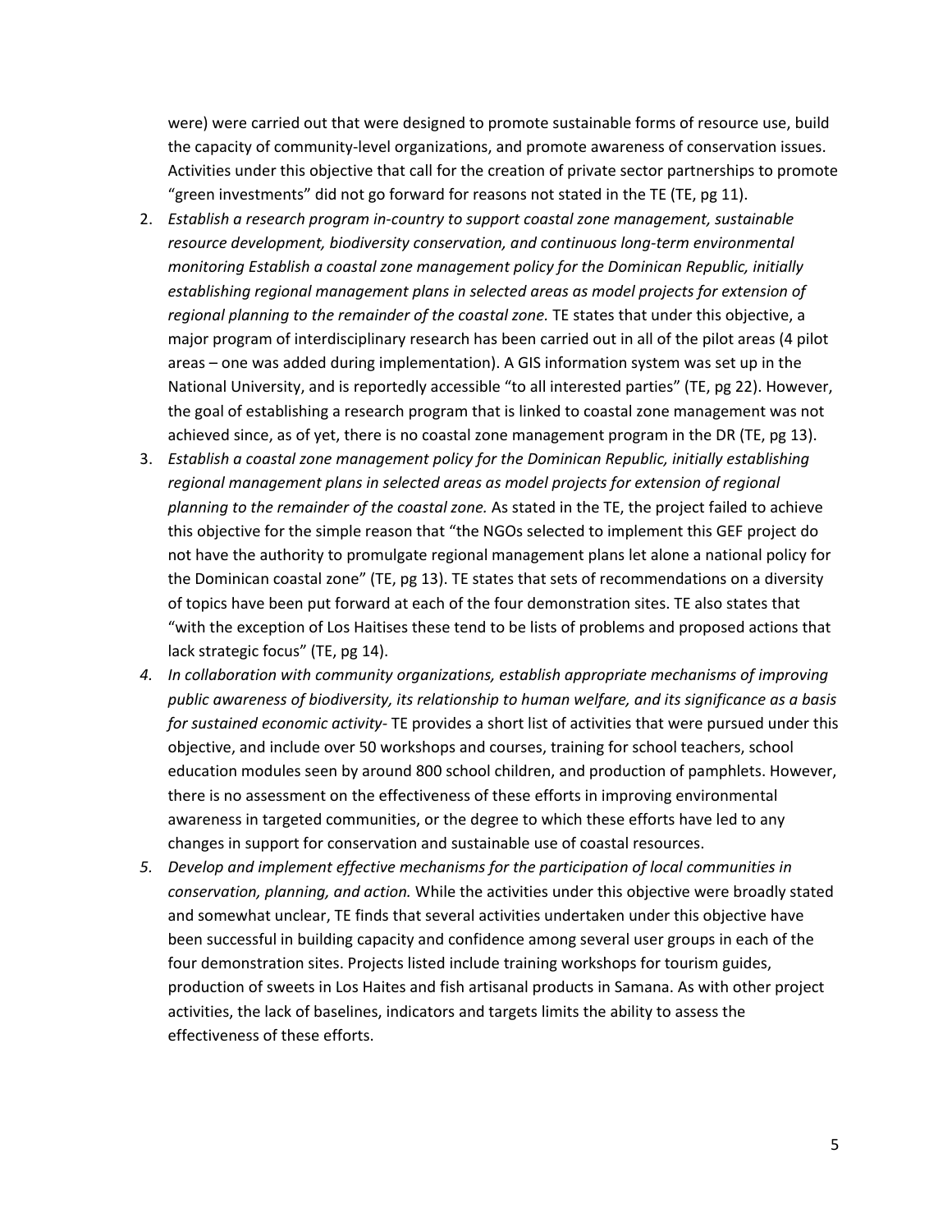were) were carried out that were designed to promote sustainable forms of resource use, build the capacity of community-level organizations, and promote awareness of conservation issues. Activities under this objective that call for the creation of private sector partnerships to promote "green investments" did not go forward for reasons not stated in the TE (TE, pg 11).

2. *Establish a research program in-country to support coastal zone management, sustainable resource development, biodiversity conservation, and continuous long-term environmental monitoring Establish a coastal zone management policy for the Dominican Republic, initially establishing regional management plans in selected areas as model projects for extension of regional planning to the remainder of the coastal zone.* TE states that under this objective, a major program of interdisciplinary research has been carried out in all of the pilot areas (4 pilot areas – one was added during implementation). A GIS information system was set up in the National University, and is reportedly accessible "to all interested parties" (TE, pg 22). However, the goal of establishing a research program that is linked to coastal zone management was not achieved since, as of yet, there is no coastal zone management program in the DR (TE, pg 13).
3. *Establish a coastal zone management policy for the Dominican Republic, initially establishing regional management plans in selected areas as model projects for extension of regional planning to the remainder of the coastal zone.* As stated in the TE, the project failed to achieve this objective for the simple reason that "the NGOs selected to implement this GEF project do not have the authority to promulgate regional management plans let alone a national policy for the Dominican coastal zone" (TE, pg 13). TE states that sets of recommendations on a diversity of topics have been put forward at each of the four demonstration sites. TE also states that "with the exception of Los Haitises these tend to be lists of problems and proposed actions that lack strategic focus" (TE, pg 14).
4. *In collaboration with community organizations, establish appropriate mechanisms of improving public awareness of biodiversity, its relationship to human welfare, and its significance as a basis for sustained economic activity*- TE provides a short list of activities that were pursued under this objective, and include over 50 workshops and courses, training for school teachers, school education modules seen by around 800 school children, and production of pamphlets. However, there is no assessment on the effectiveness of these efforts in improving environmental awareness in targeted communities, or the degree to which these efforts have led to any changes in support for conservation and sustainable use of coastal resources.
5. *Develop and implement effective mechanisms for the participation of local communities in conservation, planning, and action.* While the activities under this objective were broadly stated and somewhat unclear, TE finds that several activities undertaken under this objective have been successful in building capacity and confidence among several user groups in each of the four demonstration sites. Projects listed include training workshops for tourism guides, production of sweets in Los Haites and fish artisanal products in Samana. As with other project activities, the lack of baselines, indicators and targets limits the ability to assess the effectiveness of these efforts.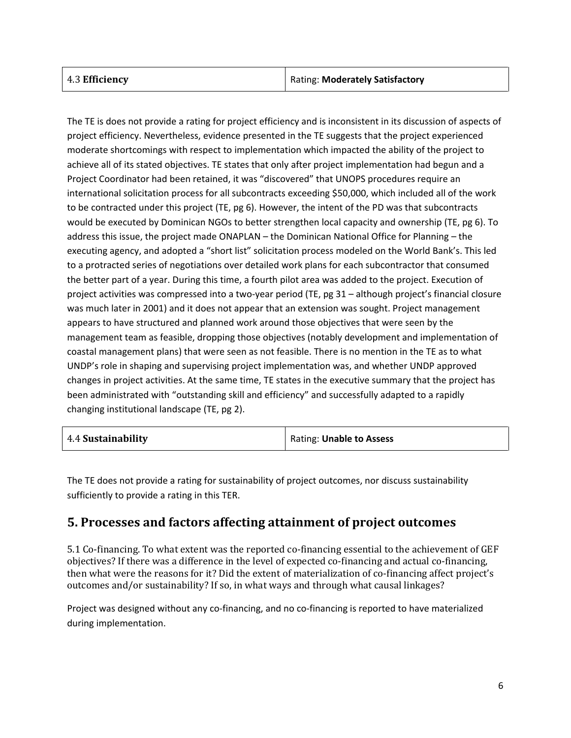| 4.3 **Efficiency** | Rating: **Moderately Satisfactory** |
|---|---|

The TE is does not provide a rating for project efficiency and is inconsistent in its discussion of aspects of project efficiency. Nevertheless, evidence presented in the TE suggests that the project experienced moderate shortcomings with respect to implementation which impacted the ability of the project to achieve all of its stated objectives. TE states that only after project implementation had begun and a Project Coordinator had been retained, it was "discovered" that UNOPS procedures require an international solicitation process for all subcontracts exceeding $50,000, which included all of the work to be contracted under this project (TE, pg 6). However, the intent of the PD was that subcontracts would be executed by Dominican NGOs to better strengthen local capacity and ownership (TE, pg 6). To address this issue, the project made ONAPLAN – the Dominican National Office for Planning – the executing agency, and adopted a "short list" solicitation process modeled on the World Bank's. This led to a protracted series of negotiations over detailed work plans for each subcontractor that consumed the better part of a year. During this time, a fourth pilot area was added to the project. Execution of project activities was compressed into a two-year period (TE, pg 31 – although project's financial closure was much later in 2001) and it does not appear that an extension was sought. Project management appears to have structured and planned work around those objectives that were seen by the management team as feasible, dropping those objectives (notably development and implementation of coastal management plans) that were seen as not feasible. There is no mention in the TE as to what UNDP's role in shaping and supervising project implementation was, and whether UNDP approved changes in project activities. At the same time, TE states in the executive summary that the project has been administrated with "outstanding skill and efficiency" and successfully adapted to a rapidly changing institutional landscape (TE, pg 2).

| 4.4 **Sustainability** | Rating: **Unable to Assess** |
|---|---|

The TE does not provide a rating for sustainability of project outcomes, nor discuss sustainability sufficiently to provide a rating in this TER.

## 5. Processes and factors affecting attainment of project outcomes

5.1 Co-financing. To what extent was the reported co-financing essential to the achievement of GEF objectives? If there was a difference in the level of expected co-financing and actual co-financing, then what were the reasons for it? Did the extent of materialization of co-financing affect project's outcomes and/or sustainability? If so, in what ways and through what causal linkages?

Project was designed without any co-financing, and no co-financing is reported to have materialized during implementation.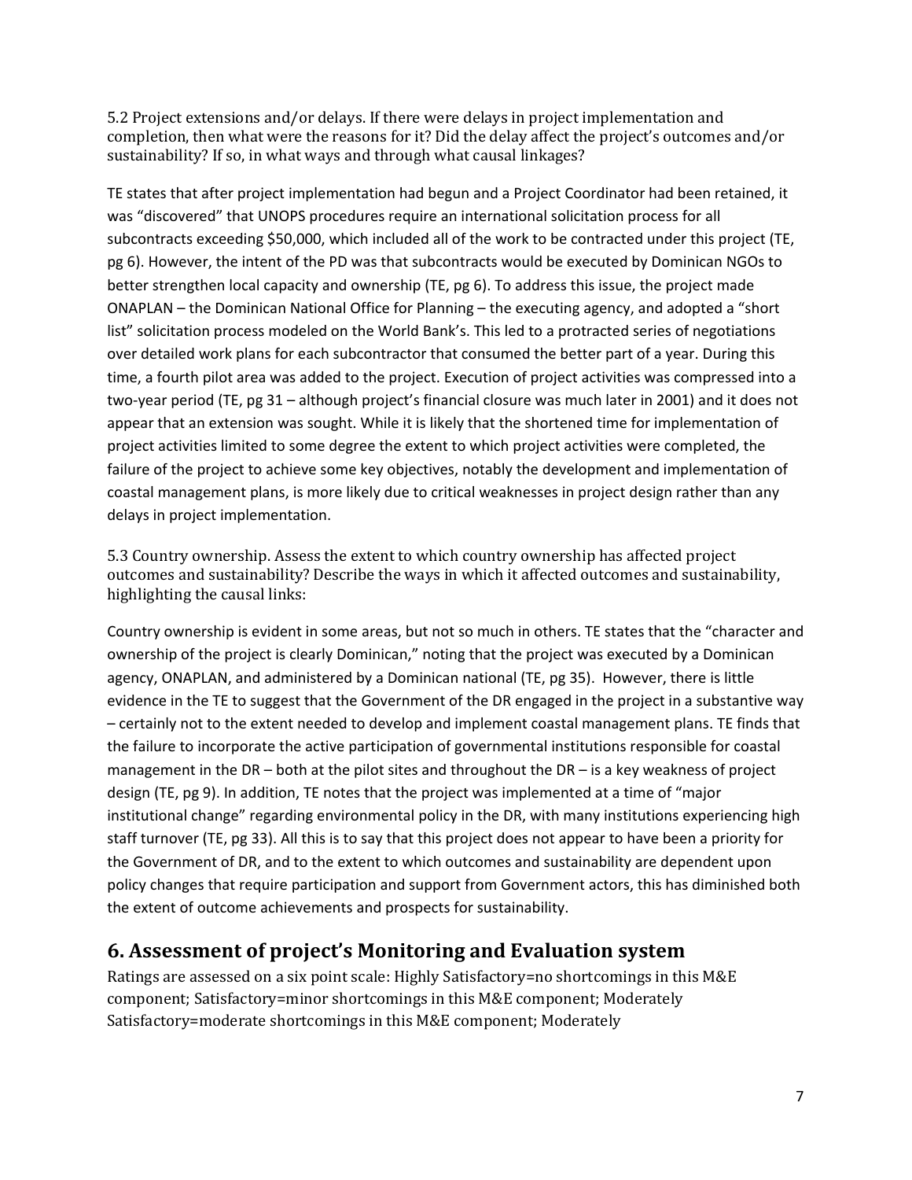5.2 Project extensions and/or delays. If there were delays in project implementation and completion, then what were the reasons for it? Did the delay affect the project's outcomes and/or sustainability? If so, in what ways and through what causal linkages?

TE states that after project implementation had begun and a Project Coordinator had been retained, it was "discovered" that UNOPS procedures require an international solicitation process for all subcontracts exceeding $50,000, which included all of the work to be contracted under this project (TE, pg 6). However, the intent of the PD was that subcontracts would be executed by Dominican NGOs to better strengthen local capacity and ownership (TE, pg 6). To address this issue, the project made ONAPLAN – the Dominican National Office for Planning – the executing agency, and adopted a "short list" solicitation process modeled on the World Bank's. This led to a protracted series of negotiations over detailed work plans for each subcontractor that consumed the better part of a year. During this time, a fourth pilot area was added to the project. Execution of project activities was compressed into a two-year period (TE, pg 31 – although project's financial closure was much later in 2001) and it does not appear that an extension was sought. While it is likely that the shortened time for implementation of project activities limited to some degree the extent to which project activities were completed, the failure of the project to achieve some key objectives, notably the development and implementation of coastal management plans, is more likely due to critical weaknesses in project design rather than any delays in project implementation.

5.3 Country ownership. Assess the extent to which country ownership has affected project outcomes and sustainability? Describe the ways in which it affected outcomes and sustainability, highlighting the causal links:

Country ownership is evident in some areas, but not so much in others. TE states that the "character and ownership of the project is clearly Dominican," noting that the project was executed by a Dominican agency, ONAPLAN, and administered by a Dominican national (TE, pg 35). However, there is little evidence in the TE to suggest that the Government of the DR engaged in the project in a substantive way – certainly not to the extent needed to develop and implement coastal management plans. TE finds that the failure to incorporate the active participation of governmental institutions responsible for coastal management in the DR – both at the pilot sites and throughout the DR – is a key weakness of project design (TE, pg 9). In addition, TE notes that the project was implemented at a time of "major institutional change" regarding environmental policy in the DR, with many institutions experiencing high staff turnover (TE, pg 33). All this is to say that this project does not appear to have been a priority for the Government of DR, and to the extent to which outcomes and sustainability are dependent upon policy changes that require participation and support from Government actors, this has diminished both the extent of outcome achievements and prospects for sustainability.

## 6. Assessment of project's Monitoring and Evaluation system

Ratings are assessed on a six point scale: Highly Satisfactory=no shortcomings in this M&E component; Satisfactory=minor shortcomings in this M&E component; Moderately Satisfactory=moderate shortcomings in this M&E component; Moderately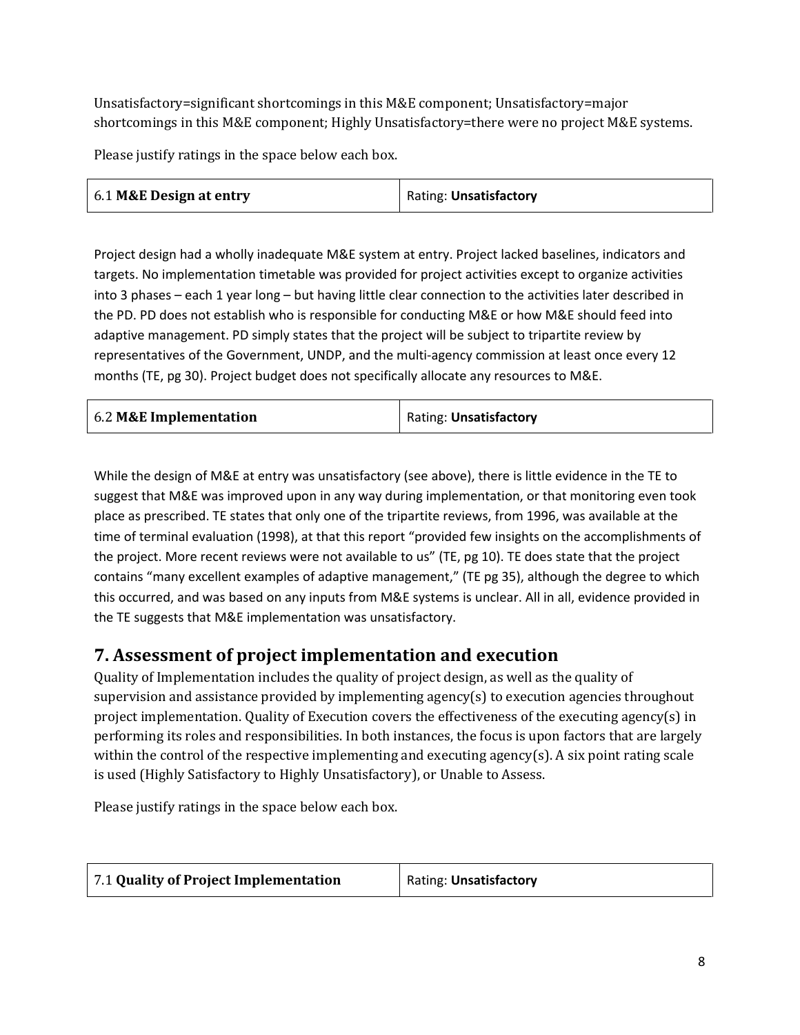Unsatisfactory=significant shortcomings in this M&E component; Unsatisfactory=major shortcomings in this M&E component; Highly Unsatisfactory=there were no project M&E systems.

Please justify ratings in the space below each box.

| 6.1 **M&E Design at entry** | Rating: **Unsatisfactory** |
|---|---|

Project design had a wholly inadequate M&E system at entry. Project lacked baselines, indicators and targets. No implementation timetable was provided for project activities except to organize activities into 3 phases – each 1 year long – but having little clear connection to the activities later described in the PD. PD does not establish who is responsible for conducting M&E or how M&E should feed into adaptive management. PD simply states that the project will be subject to tripartite review by representatives of the Government, UNDP, and the multi-agency commission at least once every 12 months (TE, pg 30). Project budget does not specifically allocate any resources to M&E.

| 6.2 **M&E Implementation** | Rating: **Unsatisfactory** |
|---|---|

While the design of M&E at entry was unsatisfactory (see above), there is little evidence in the TE to suggest that M&E was improved upon in any way during implementation, or that monitoring even took place as prescribed. TE states that only one of the tripartite reviews, from 1996, was available at the time of terminal evaluation (1998), at that this report "provided few insights on the accomplishments of the project. More recent reviews were not available to us" (TE, pg 10). TE does state that the project contains "many excellent examples of adaptive management," (TE pg 35), although the degree to which this occurred, and was based on any inputs from M&E systems is unclear. All in all, evidence provided in the TE suggests that M&E implementation was unsatisfactory.

## 7. Assessment of project implementation and execution

Quality of Implementation includes the quality of project design, as well as the quality of supervision and assistance provided by implementing agency(s) to execution agencies throughout project implementation. Quality of Execution covers the effectiveness of the executing agency(s) in performing its roles and responsibilities. In both instances, the focus is upon factors that are largely within the control of the respective implementing and executing agency(s). A six point rating scale is used (Highly Satisfactory to Highly Unsatisfactory), or Unable to Assess.

Please justify ratings in the space below each box.

| 7.1 **Quality of Project Implementation** | Rating: **Unsatisfactory** |
|---|---|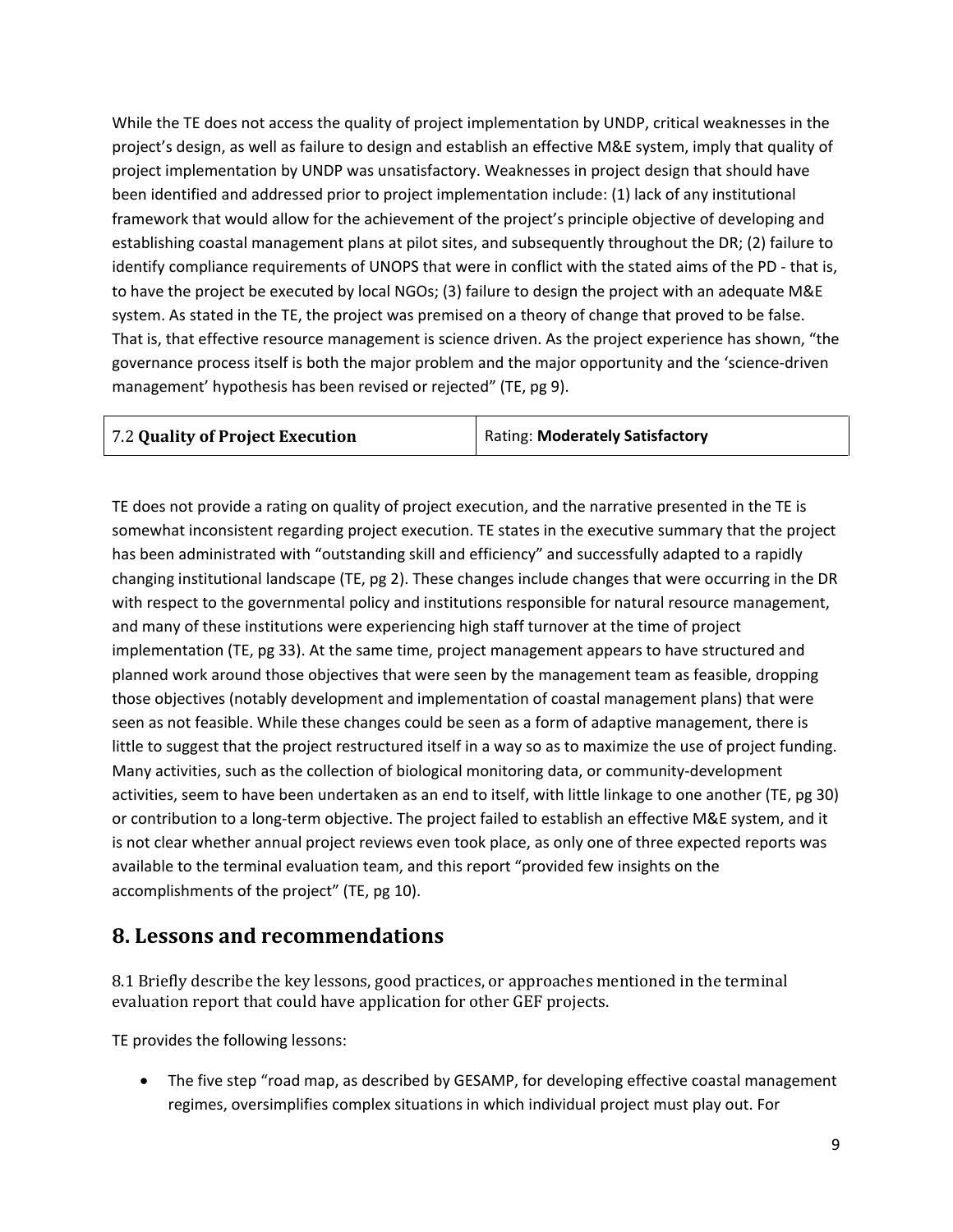While the TE does not access the quality of project implementation by UNDP, critical weaknesses in the project's design, as well as failure to design and establish an effective M&E system, imply that quality of project implementation by UNDP was unsatisfactory. Weaknesses in project design that should have been identified and addressed prior to project implementation include: (1) lack of any institutional framework that would allow for the achievement of the project's principle objective of developing and establishing coastal management plans at pilot sites, and subsequently throughout the DR; (2) failure to identify compliance requirements of UNOPS that were in conflict with the stated aims of the PD - that is, to have the project be executed by local NGOs; (3) failure to design the project with an adequate M&E system. As stated in the TE, the project was premised on a theory of change that proved to be false. That is, that effective resource management is science driven. As the project experience has shown, "the governance process itself is both the major problem and the major opportunity and the 'science-driven management' hypothesis has been revised or rejected" (TE, pg 9).

| 7.2 **Quality of Project Execution** | Rating: **Moderately Satisfactory** |
|---|---|

TE does not provide a rating on quality of project execution, and the narrative presented in the TE is somewhat inconsistent regarding project execution. TE states in the executive summary that the project has been administrated with "outstanding skill and efficiency" and successfully adapted to a rapidly changing institutional landscape (TE, pg 2). These changes include changes that were occurring in the DR with respect to the governmental policy and institutions responsible for natural resource management, and many of these institutions were experiencing high staff turnover at the time of project implementation (TE, pg 33). At the same time, project management appears to have structured and planned work around those objectives that were seen by the management team as feasible, dropping those objectives (notably development and implementation of coastal management plans) that were seen as not feasible. While these changes could be seen as a form of adaptive management, there is little to suggest that the project restructured itself in a way so as to maximize the use of project funding. Many activities, such as the collection of biological monitoring data, or community-development activities, seem to have been undertaken as an end to itself, with little linkage to one another (TE, pg 30) or contribution to a long-term objective. The project failed to establish an effective M&E system, and it is not clear whether annual project reviews even took place, as only one of three expected reports was available to the terminal evaluation team, and this report "provided few insights on the accomplishments of the project" (TE, pg 10).

## 8. Lessons and recommendations

8.1 Briefly describe the key lessons, good practices, or approaches mentioned in the terminal evaluation report that could have application for other GEF projects.

TE provides the following lessons:

- The five step "road map, as described by GESAMP, for developing effective coastal management regimes, oversimplifies complex situations in which individual project must play out. For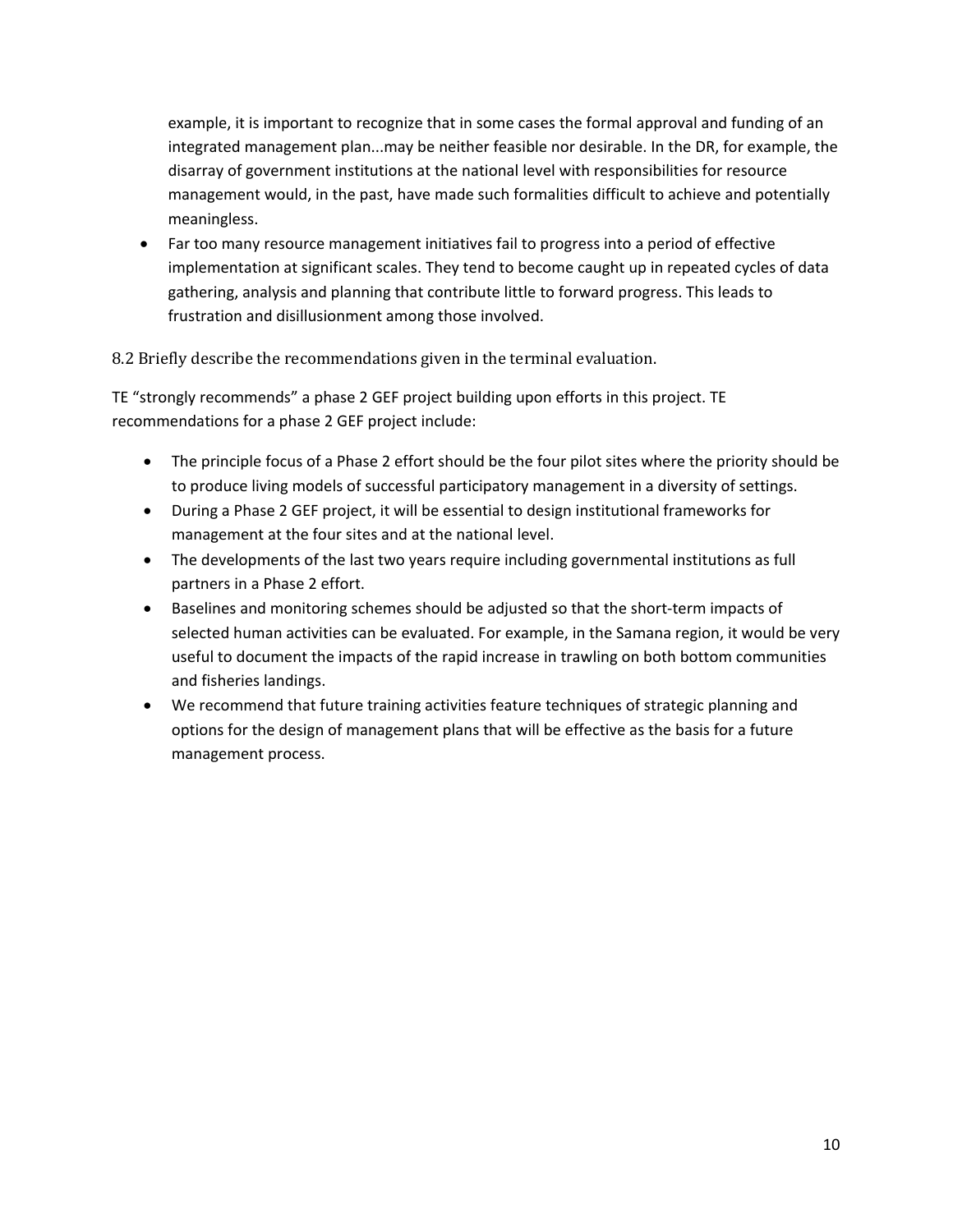example, it is important to recognize that in some cases the formal approval and funding of an integrated management plan...may be neither feasible nor desirable. In the DR, for example, the disarray of government institutions at the national level with responsibilities for resource management would, in the past, have made such formalities difficult to achieve and potentially meaningless.

- Far too many resource management initiatives fail to progress into a period of effective implementation at significant scales. They tend to become caught up in repeated cycles of data gathering, analysis and planning that contribute little to forward progress. This leads to frustration and disillusionment among those involved.

### 8.2 Briefly describe the recommendations given in the terminal evaluation.

TE "strongly recommends" a phase 2 GEF project building upon efforts in this project. TE recommendations for a phase 2 GEF project include:

- The principle focus of a Phase 2 effort should be the four pilot sites where the priority should be to produce living models of successful participatory management in a diversity of settings.
- During a Phase 2 GEF project, it will be essential to design institutional frameworks for management at the four sites and at the national level.
- The developments of the last two years require including governmental institutions as full partners in a Phase 2 effort.
- Baselines and monitoring schemes should be adjusted so that the short-term impacts of selected human activities can be evaluated. For example, in the Samana region, it would be very useful to document the impacts of the rapid increase in trawling on both bottom communities and fisheries landings.
- We recommend that future training activities feature techniques of strategic planning and options for the design of management plans that will be effective as the basis for a future management process.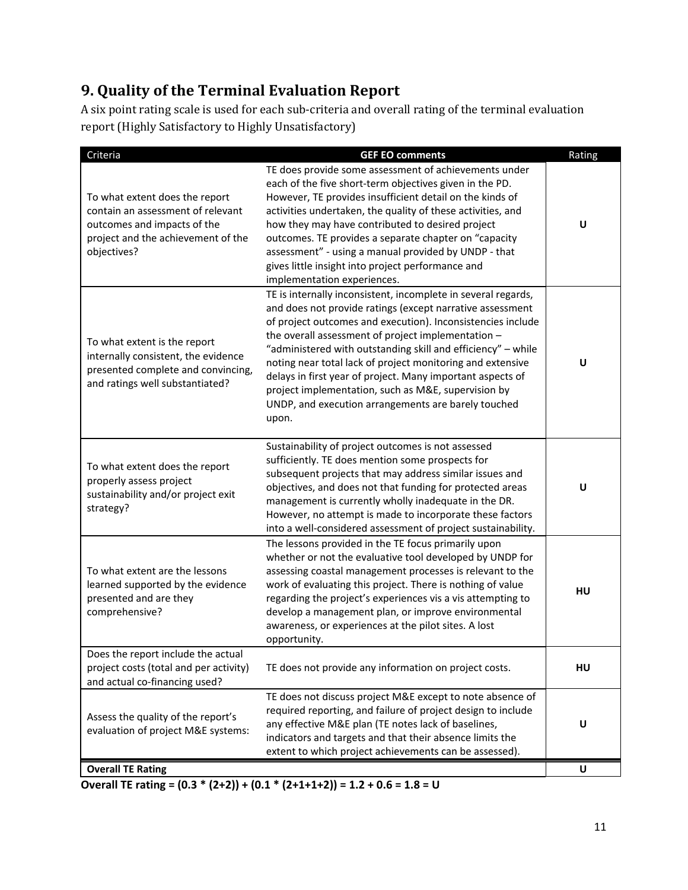## 9. Quality of the Terminal Evaluation Report

A six point rating scale is used for each sub-criteria and overall rating of the terminal evaluation report (Highly Satisfactory to Highly Unsatisfactory)

| Criteria | GEF EO comments | Rating |
|---|---|---|
| To what extent does the report contain an assessment of relevant outcomes and impacts of the project and the achievement of the objectives? | TE does provide some assessment of achievements under each of the five short-term objectives given in the PD. However, TE provides insufficient detail on the kinds of activities undertaken, the quality of these activities, and how they may have contributed to desired project outcomes. TE provides a separate chapter on "capacity assessment" - using a manual provided by UNDP - that gives little insight into project performance and implementation experiences. | **U** |
| To what extent is the report internally consistent, the evidence presented complete and convincing, and ratings well substantiated? | TE is internally inconsistent, incomplete in several regards, and does not provide ratings (except narrative assessment of project outcomes and execution). Inconsistencies include the overall assessment of project implementation – "administered with outstanding skill and efficiency" – while noting near total lack of project monitoring and extensive delays in first year of project. Many important aspects of project implementation, such as M&E, supervision by UNDP, and execution arrangements are barely touched upon. | **U** |
| To what extent does the report properly assess project sustainability and/or project exit strategy? | Sustainability of project outcomes is not assessed sufficiently. TE does mention some prospects for subsequent projects that may address similar issues and objectives, and does not that funding for protected areas management is currently wholly inadequate in the DR. However, no attempt is made to incorporate these factors into a well-considered assessment of project sustainability. | **U** |
| To what extent are the lessons learned supported by the evidence presented and are they comprehensive? | The lessons provided in the TE focus primarily upon whether or not the evaluative tool developed by UNDP for assessing coastal management processes is relevant to the work of evaluating this project. There is nothing of value regarding the project's experiences vis a vis attempting to develop a management plan, or improve environmental awareness, or experiences at the pilot sites. A lost opportunity. | **HU** |
| Does the report include the actual project costs (total and per activity) and actual co-financing used? | TE does not provide any information on project costs. | **HU** |
| Assess the quality of the report's evaluation of project M&E systems: | TE does not discuss project M&E except to note absence of required reporting, and failure of project design to include any effective M&E plan (TE notes lack of baselines, indicators and targets and that their absence limits the extent to which project achievements can be assessed). | **U** |
| **Overall TE Rating** | | **U** |

**Overall TE rating = (0.3 * (2+2)) + (0.1 * (2+1+1+2)) = 1.2 + 0.6 = 1.8 = U**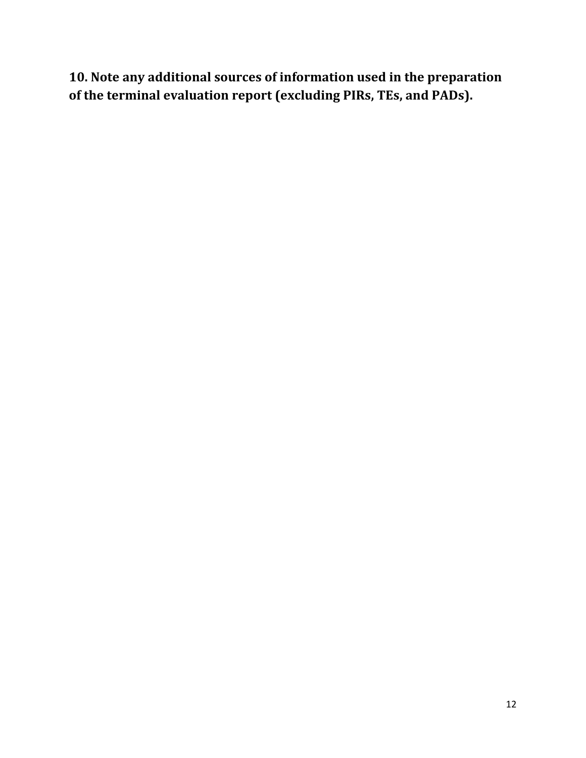**10. Note any additional sources of information used in the preparation of the terminal evaluation report (excluding PIRs, TEs, and PADs).**